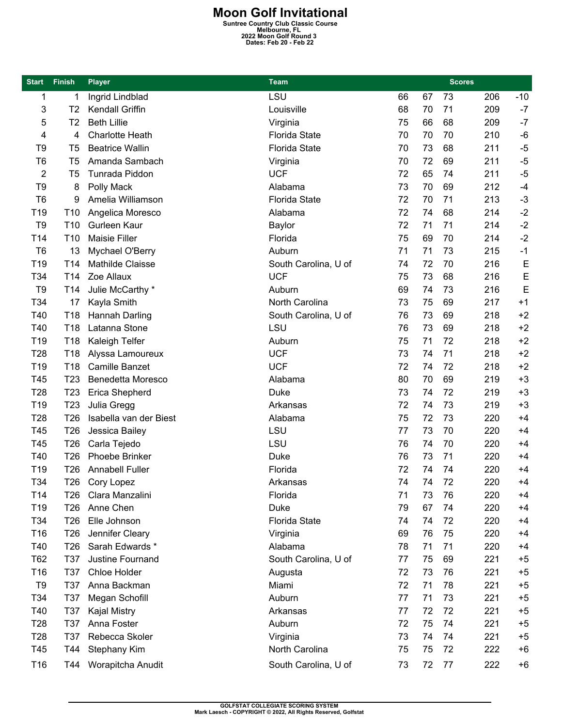# Moon Golf Invitational

**Suntree Country Club Classic Course**
**Melbourne, FL**
**2022 Moon Golf Round 3**
**Dates: Feb 20 - Feb 22**

| Start | Finish | Player | Team | Scores | | | | |
|---|---|---|---|---|---|---|---|---|
| 1 | 1 | Ingrid Lindblad | LSU | 66 | 67 | 73 | 206 | -10 |
| 3 | T2 | Kendall Griffin | Louisville | 68 | 70 | 71 | 209 | -7 |
| 5 | T2 | Beth Lillie | Virginia | 75 | 66 | 68 | 209 | -7 |
| 4 | 4 | Charlotte Heath | Florida State | 70 | 70 | 70 | 210 | -6 |
| T9 | T5 | Beatrice Wallin | Florida State | 70 | 73 | 68 | 211 | -5 |
| T6 | T5 | Amanda Sambach | Virginia | 70 | 72 | 69 | 211 | -5 |
| 2 | T5 | Tunrada Piddon | UCF | 72 | 65 | 74 | 211 | -5 |
| T9 | 8 | Polly Mack | Alabama | 73 | 70 | 69 | 212 | -4 |
| T6 | 9 | Amelia Williamson | Florida State | 72 | 70 | 71 | 213 | -3 |
| T19 | T10 | Angelica Moresco | Alabama | 72 | 74 | 68 | 214 | -2 |
| T9 | T10 | Gurleen Kaur | Baylor | 72 | 71 | 71 | 214 | -2 |
| T14 | T10 | Maisie Filler | Florida | 75 | 69 | 70 | 214 | -2 |
| T6 | 13 | Mychael O'Berry | Auburn | 71 | 71 | 73 | 215 | -1 |
| T19 | T14 | Mathilde Claisse | South Carolina, U of | 74 | 72 | 70 | 216 | E |
| T34 | T14 | Zoe Allaux | UCF | 75 | 73 | 68 | 216 | E |
| T9 | T14 | Julie McCarthy * | Auburn | 69 | 74 | 73 | 216 | E |
| T34 | 17 | Kayla Smith | North Carolina | 73 | 75 | 69 | 217 | +1 |
| T40 | T18 | Hannah Darling | South Carolina, U of | 76 | 73 | 69 | 218 | +2 |
| T40 | T18 | Latanna Stone | LSU | 76 | 73 | 69 | 218 | +2 |
| T19 | T18 | Kaleigh Telfer | Auburn | 75 | 71 | 72 | 218 | +2 |
| T28 | T18 | Alyssa Lamoureux | UCF | 73 | 74 | 71 | 218 | +2 |
| T19 | T18 | Camille Banzet | UCF | 72 | 74 | 72 | 218 | +2 |
| T45 | T23 | Benedetta Moresco | Alabama | 80 | 70 | 69 | 219 | +3 |
| T28 | T23 | Erica Shepherd | Duke | 73 | 74 | 72 | 219 | +3 |
| T19 | T23 | Julia Gregg | Arkansas | 72 | 74 | 73 | 219 | +3 |
| T28 | T26 | Isabella van der Biest | Alabama | 75 | 72 | 73 | 220 | +4 |
| T45 | T26 | Jessica Bailey | LSU | 77 | 73 | 70 | 220 | +4 |
| T45 | T26 | Carla Tejedo | LSU | 76 | 74 | 70 | 220 | +4 |
| T40 | T26 | Phoebe Brinker | Duke | 76 | 73 | 71 | 220 | +4 |
| T19 | T26 | Annabell Fuller | Florida | 72 | 74 | 74 | 220 | +4 |
| T34 | T26 | Cory Lopez | Arkansas | 74 | 74 | 72 | 220 | +4 |
| T14 | T26 | Clara Manzalini | Florida | 71 | 73 | 76 | 220 | +4 |
| T19 | T26 | Anne Chen | Duke | 79 | 67 | 74 | 220 | +4 |
| T34 | T26 | Elle Johnson | Florida State | 74 | 74 | 72 | 220 | +4 |
| T16 | T26 | Jennifer Cleary | Virginia | 69 | 76 | 75 | 220 | +4 |
| T40 | T26 | Sarah Edwards * | Alabama | 78 | 71 | 71 | 220 | +4 |
| T62 | T37 | Justine Fournand | South Carolina, U of | 77 | 75 | 69 | 221 | +5 |
| T16 | T37 | Chloe Holder | Augusta | 72 | 73 | 76 | 221 | +5 |
| T9 | T37 | Anna Backman | Miami | 72 | 71 | 78 | 221 | +5 |
| T34 | T37 | Megan Schofill | Auburn | 77 | 71 | 73 | 221 | +5 |
| T40 | T37 | Kajal Mistry | Arkansas | 77 | 72 | 72 | 221 | +5 |
| T28 | T37 | Anna Foster | Auburn | 72 | 75 | 74 | 221 | +5 |
| T28 | T37 | Rebecca Skoler | Virginia | 73 | 74 | 74 | 221 | +5 |
| T45 | T44 | Stephany Kim | North Carolina | 75 | 75 | 72 | 222 | +6 |
| T16 | T44 | Worapitcha Anudit | South Carolina, U of | 73 | 72 | 77 | 222 | +6 |

GOLFSTAT COLLEGIATE SCORING SYSTEM
Mark Laesch - COPYRIGHT © 2022, All Rights Reserved, Golfstat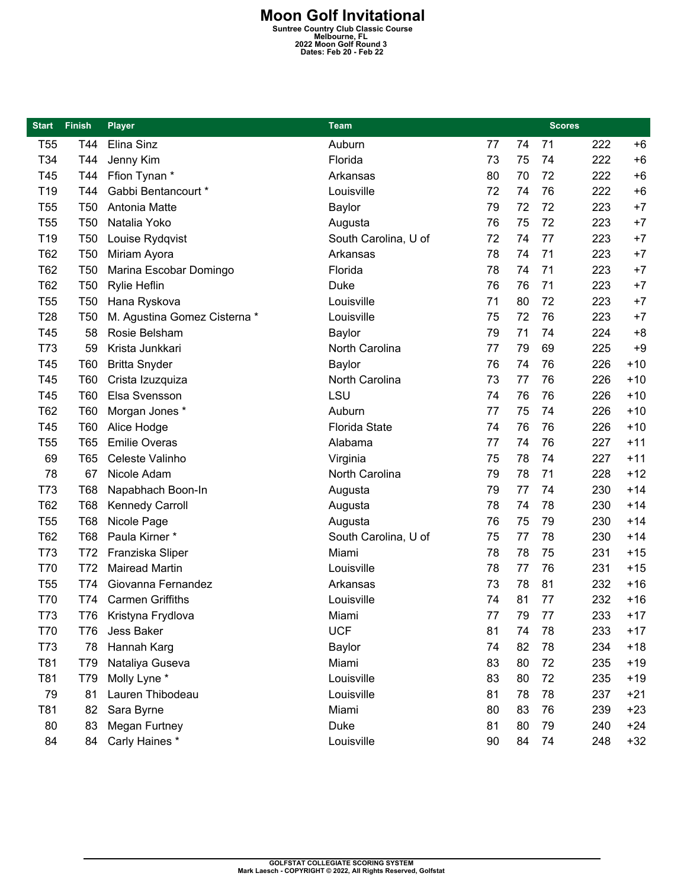# Moon Golf Invitational

**Suntree Country Club Classic Course**
**Melbourne, FL**
**2022 Moon Golf Round 3**
**Dates: Feb 20 - Feb 22**

| Start | Finish | Player | Team | Scores | | | | |
|---|---|---|---|---|---|---|---|---|
| T55 | T44 | Elina Sinz | Auburn | 77 | 74 | 71 | 222 | +6 |
| T34 | T44 | Jenny Kim | Florida | 73 | 75 | 74 | 222 | +6 |
| T45 | T44 | Ffion Tynan * | Arkansas | 80 | 70 | 72 | 222 | +6 |
| T19 | T44 | Gabbi Bentancourt * | Louisville | 72 | 74 | 76 | 222 | +6 |
| T55 | T50 | Antonia Matte | Baylor | 79 | 72 | 72 | 223 | +7 |
| T55 | T50 | Natalia Yoko | Augusta | 76 | 75 | 72 | 223 | +7 |
| T19 | T50 | Louise Rydqvist | South Carolina, U of | 72 | 74 | 77 | 223 | +7 |
| T62 | T50 | Miriam Ayora | Arkansas | 78 | 74 | 71 | 223 | +7 |
| T62 | T50 | Marina Escobar Domingo | Florida | 78 | 74 | 71 | 223 | +7 |
| T62 | T50 | Rylie Heflin | Duke | 76 | 76 | 71 | 223 | +7 |
| T55 | T50 | Hana Ryskova | Louisville | 71 | 80 | 72 | 223 | +7 |
| T28 | T50 | M. Agustina Gomez Cisterna * | Louisville | 75 | 72 | 76 | 223 | +7 |
| T45 | 58 | Rosie Belsham | Baylor | 79 | 71 | 74 | 224 | +8 |
| T73 | 59 | Krista Junkkari | North Carolina | 77 | 79 | 69 | 225 | +9 |
| T45 | T60 | Britta Snyder | Baylor | 76 | 74 | 76 | 226 | +10 |
| T45 | T60 | Crista Izuzquiza | North Carolina | 73 | 77 | 76 | 226 | +10 |
| T45 | T60 | Elsa Svensson | LSU | 74 | 76 | 76 | 226 | +10 |
| T62 | T60 | Morgan Jones * | Auburn | 77 | 75 | 74 | 226 | +10 |
| T45 | T60 | Alice Hodge | Florida State | 74 | 76 | 76 | 226 | +10 |
| T55 | T65 | Emilie Overas | Alabama | 77 | 74 | 76 | 227 | +11 |
| 69 | T65 | Celeste Valinho | Virginia | 75 | 78 | 74 | 227 | +11 |
| 78 | 67 | Nicole Adam | North Carolina | 79 | 78 | 71 | 228 | +12 |
| T73 | T68 | Napabhach Boon-In | Augusta | 79 | 77 | 74 | 230 | +14 |
| T62 | T68 | Kennedy Carroll | Augusta | 78 | 74 | 78 | 230 | +14 |
| T55 | T68 | Nicole Page | Augusta | 76 | 75 | 79 | 230 | +14 |
| T62 | T68 | Paula Kirner * | South Carolina, U of | 75 | 77 | 78 | 230 | +14 |
| T73 | T72 | Franziska Sliper | Miami | 78 | 78 | 75 | 231 | +15 |
| T70 | T72 | Mairead Martin | Louisville | 78 | 77 | 76 | 231 | +15 |
| T55 | T74 | Giovanna Fernandez | Arkansas | 73 | 78 | 81 | 232 | +16 |
| T70 | T74 | Carmen Griffiths | Louisville | 74 | 81 | 77 | 232 | +16 |
| T73 | T76 | Kristyna Frydlova | Miami | 77 | 79 | 77 | 233 | +17 |
| T70 | T76 | Jess Baker | UCF | 81 | 74 | 78 | 233 | +17 |
| T73 | 78 | Hannah Karg | Baylor | 74 | 82 | 78 | 234 | +18 |
| T81 | T79 | Nataliya Guseva | Miami | 83 | 80 | 72 | 235 | +19 |
| T81 | T79 | Molly Lyne * | Louisville | 83 | 80 | 72 | 235 | +19 |
| 79 | 81 | Lauren Thibodeau | Louisville | 81 | 78 | 78 | 237 | +21 |
| T81 | 82 | Sara Byrne | Miami | 80 | 83 | 76 | 239 | +23 |
| 80 | 83 | Megan Furtney | Duke | 81 | 80 | 79 | 240 | +24 |
| 84 | 84 | Carly Haines * | Louisville | 90 | 84 | 74 | 248 | +32 |

GOLFSTAT COLLEGIATE SCORING SYSTEM
Mark Laesch - COPYRIGHT © 2022, All Rights Reserved, Golfstat